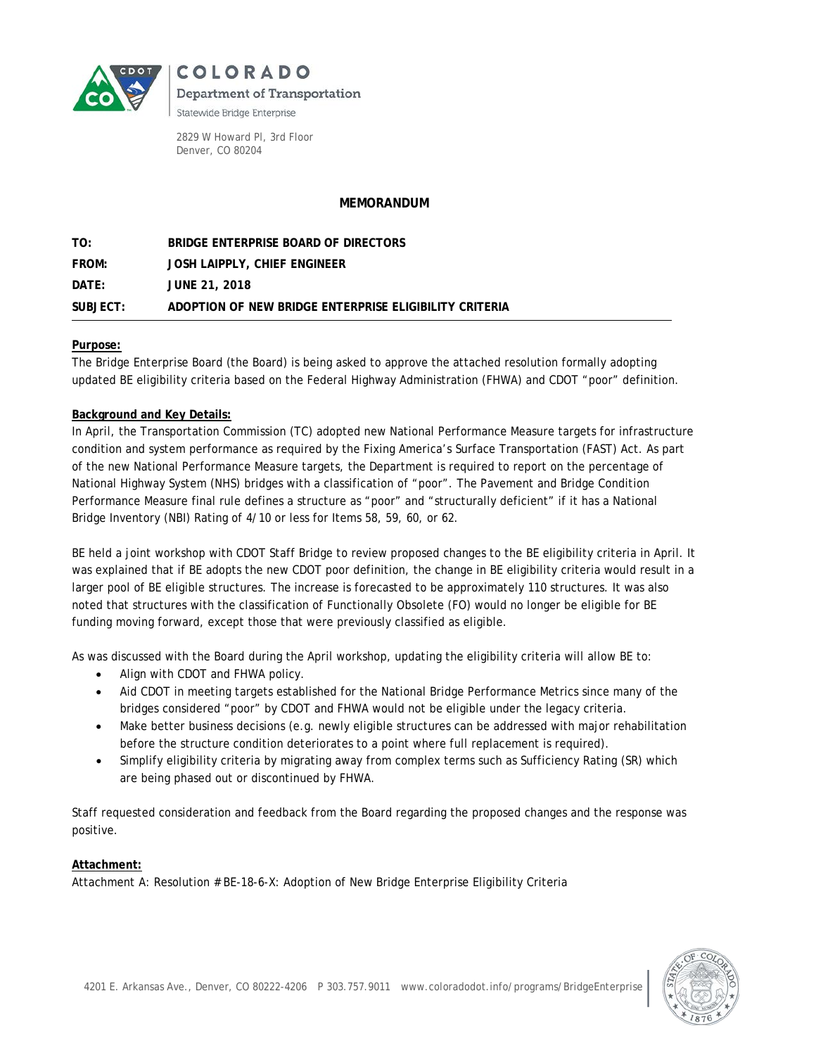COLORADO

Department of Transportation

Statewide Bridge Enterprise

2829 W Howard Pl, 3rd Floor
Denver, CO 80204

# MEMORANDUM

**TO:** BRIDGE ENTERPRISE BOARD OF DIRECTORS

**FROM:** JOSH LAIPPLY, CHIEF ENGINEER

**DATE:** JUNE 21, 2018

**SUBJECT:** ADOPTION OF NEW BRIDGE ENTERPRISE ELIGIBILITY CRITERIA

**Purpose:**

The Bridge Enterprise Board (the Board) is being asked to approve the attached resolution formally adopting updated BE eligibility criteria based on the Federal Highway Administration (FHWA) and CDOT "poor" definition.

**Background and Key Details:**

In April, the Transportation Commission (TC) adopted new National Performance Measure targets for infrastructure condition and system performance as required by the Fixing America's Surface Transportation (FAST) Act. As part of the new National Performance Measure targets, the Department is required to report on the percentage of National Highway System (NHS) bridges with a classification of "poor". The Pavement and Bridge Condition Performance Measure final rule defines a structure as "poor" and "structurally deficient" if it has a National Bridge Inventory (NBI) Rating of 4/10 or less for Items 58, 59, 60, or 62.

BE held a joint workshop with CDOT Staff Bridge to review proposed changes to the BE eligibility criteria in April. It was explained that if BE adopts the new CDOT poor definition, the change in BE eligibility criteria would result in a larger pool of BE eligible structures. The increase is forecasted to be approximately 110 structures. It was also noted that structures with the classification of Functionally Obsolete (FO) would no longer be eligible for BE funding moving forward, except those that were previously classified as eligible.

As was discussed with the Board during the April workshop, updating the eligibility criteria will allow BE to:

- Align with CDOT and FHWA policy.
- Aid CDOT in meeting targets established for the National Bridge Performance Metrics since many of the bridges considered "poor" by CDOT and FHWA would not be eligible under the legacy criteria.
- Make better business decisions (e.g. newly eligible structures can be addressed with major rehabilitation before the structure condition deteriorates to a point where full replacement is required).
- Simplify eligibility criteria by migrating away from complex terms such as Sufficiency Rating (SR) which are being phased out or discontinued by FHWA.

Staff requested consideration and feedback from the Board regarding the proposed changes and the response was positive.

**Attachment:**

Attachment A: Resolution # BE-18-6-X: Adoption of New Bridge Enterprise Eligibility Criteria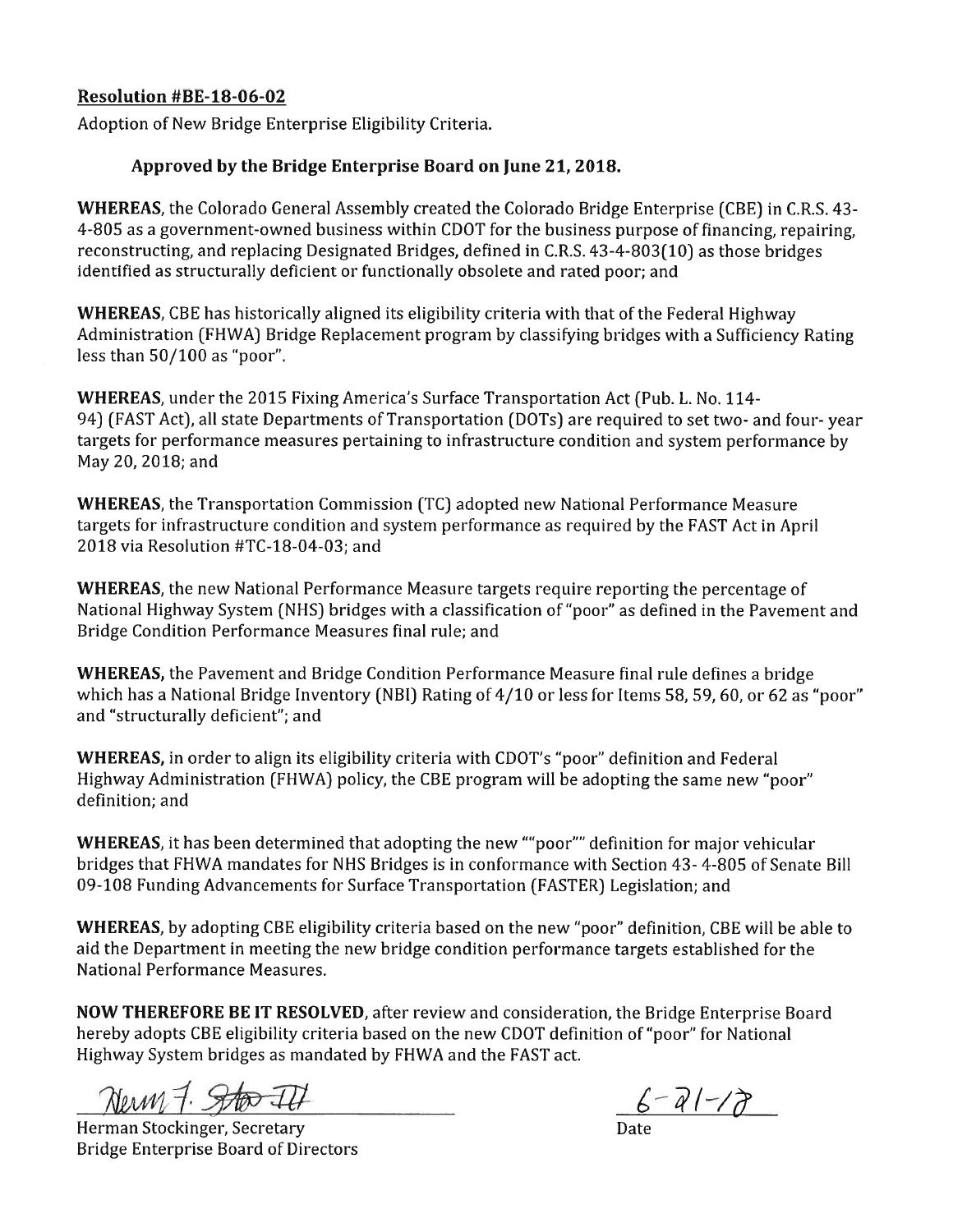**Resolution #BE-18-06-02**

Adoption of New Bridge Enterprise Eligibility Criteria.

**Approved by the Bridge Enterprise Board on June 21, 2018.**

**WHEREAS**, the Colorado General Assembly created the Colorado Bridge Enterprise (CBE) in C.R.S. 43-4-805 as a government-owned business within CDOT for the business purpose of financing, repairing, reconstructing, and replacing Designated Bridges, defined in C.R.S. 43-4-803(10) as those bridges identified as structurally deficient or functionally obsolete and rated poor; and

**WHEREAS**, CBE has historically aligned its eligibility criteria with that of the Federal Highway Administration (FHWA) Bridge Replacement program by classifying bridges with a Sufficiency Rating less than 50/100 as "poor".

**WHEREAS**, under the 2015 Fixing America's Surface Transportation Act (Pub. L. No. 114-94) (FAST Act), all state Departments of Transportation (DOTs) are required to set two- and four- year targets for performance measures pertaining to infrastructure condition and system performance by May 20, 2018; and

**WHEREAS**, the Transportation Commission (TC) adopted new National Performance Measure targets for infrastructure condition and system performance as required by the FAST Act in April 2018 via Resolution #TC-18-04-03; and

**WHEREAS**, the new National Performance Measure targets require reporting the percentage of National Highway System (NHS) bridges with a classification of "poor" as defined in the Pavement and Bridge Condition Performance Measures final rule; and

**WHEREAS,** the Pavement and Bridge Condition Performance Measure final rule defines a bridge which has a National Bridge Inventory (NBI) Rating of 4/10 or less for Items 58, 59, 60, or 62 as "poor" and "structurally deficient"; and

**WHEREAS,** in order to align its eligibility criteria with CDOT's "poor" definition and Federal Highway Administration (FHWA) policy, the CBE program will be adopting the same new "poor" definition; and

**WHEREAS**, it has been determined that adopting the new ""poor"" definition for major vehicular bridges that FHWA mandates for NHS Bridges is in conformance with Section 43- 4-805 of Senate Bill 09-108 Funding Advancements for Surface Transportation (FASTER) Legislation; and

**WHEREAS**, by adopting CBE eligibility criteria based on the new "poor" definition, CBE will be able to aid the Department in meeting the new bridge condition performance targets established for the National Performance Measures.

**NOW THEREFORE BE IT RESOLVED**, after review and consideration, the Bridge Enterprise Board hereby adopts CBE eligibility criteria based on the new CDOT definition of "poor" for National Highway System bridges as mandated by FHWA and the FAST act.

Herman Stockinger, Secretary
Bridge Enterprise Board of Directors

6-21-18
Date